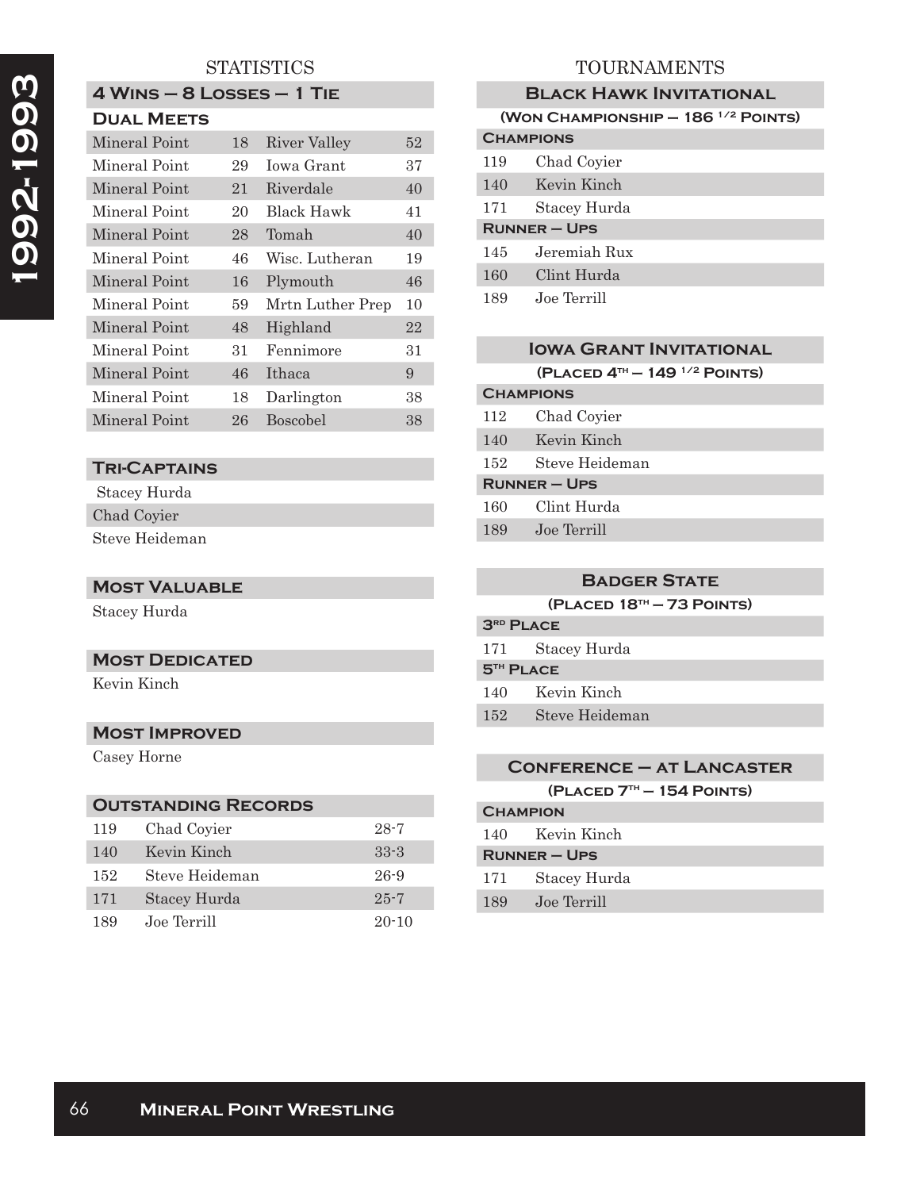# 1992-1993

## STATISTICS

### 4 Wins – 8 Losses – 1 Tie

### Dual Meets

| Team | Score | Opponent | Score |
|---|---|---|---|
| Mineral Point | 18 | River Valley | 52 |
| Mineral Point | 29 | Iowa Grant | 37 |
| Mineral Point | 21 | Riverdale | 40 |
| Mineral Point | 20 | Black Hawk | 41 |
| Mineral Point | 28 | Tomah | 40 |
| Mineral Point | 46 | Wisc. Lutheran | 19 |
| Mineral Point | 16 | Plymouth | 46 |
| Mineral Point | 59 | Mrtn Luther Prep | 10 |
| Mineral Point | 48 | Highland | 22 |
| Mineral Point | 31 | Fennimore | 31 |
| Mineral Point | 46 | Ithaca | 9 |
| Mineral Point | 18 | Darlington | 38 |
| Mineral Point | 26 | Boscobel | 38 |

### Tri-Captains

Stacey Hurda
Chad Coyier
Steve Heideman

### Most Valuable

Stacey Hurda

### Most Dedicated

Kevin Kinch

### Most Improved

Casey Horne

### Outstanding Records

| Weight | Name | Record |
|---|---|---|
| 119 | Chad Coyier | 28-7 |
| 140 | Kevin Kinch | 33-3 |
| 152 | Steve Heideman | 26-9 |
| 171 | Stacey Hurda | 25-7 |
| 189 | Joe Terrill | 20-10 |

## TOURNAMENTS

### Black Hawk Invitational

(Won Championship – 186 1/2 Points)

**Champions**

| Weight | Name |
|---|---|
| 119 | Chad Coyier |
| 140 | Kevin Kinch |
| 171 | Stacey Hurda |

**Runner – Ups**

| Weight | Name |
|---|---|
| 145 | Jeremiah Rux |
| 160 | Clint Hurda |
| 189 | Joe Terrill |

### Iowa Grant Invitational

(Placed 4th – 149 1/2 Points)

**Champions**

| Weight | Name |
|---|---|
| 112 | Chad Coyier |
| 140 | Kevin Kinch |
| 152 | Steve Heideman |

**Runner – Ups**

| Weight | Name |
|---|---|
| 160 | Clint Hurda |
| 189 | Joe Terrill |

### Badger State

(Placed 18th – 73 Points)

**3rd Place**

| Weight | Name |
|---|---|
| 171 | Stacey Hurda |

**5th Place**

| Weight | Name |
|---|---|
| 140 | Kevin Kinch |
| 152 | Steve Heideman |

### Conference – at Lancaster

(Placed 7th – 154 Points)

**Champion**

| Weight | Name |
|---|---|
| 140 | Kevin Kinch |

**Runner – Ups**

| Weight | Name |
|---|---|
| 171 | Stacey Hurda |
| 189 | Joe Terrill |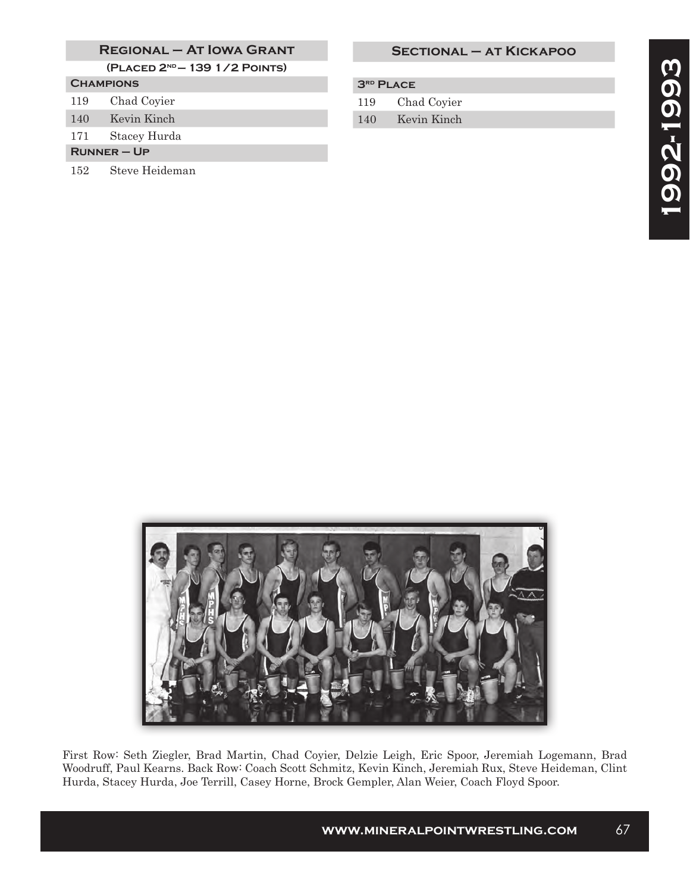## Regional – At Iowa Grant

**(Placed 2nd – 139 1/2 Points)**

| | |
|---|---|
| **Champions** | |
| 119 | Chad Coyier |
| 140 | Kevin Kinch |
| 171 | Stacey Hurda |
| **Runner – Up** | |
| 152 | Steve Heideman |

## Sectional – at Kickapoo

| | |
|---|---|
| **3rd Place** | |
| 119 | Chad Coyier |
| 140 | Kevin Kinch |

First Row: Seth Ziegler, Brad Martin, Chad Coyier, Delzie Leigh, Eric Spoor, Jeremiah Logemann, Brad Woodruff, Paul Kearns. Back Row: Coach Scott Schmitz, Kevin Kinch, Jeremiah Rux, Steve Heideman, Clint Hurda, Stacey Hurda, Joe Terrill, Casey Horne, Brock Gempler, Alan Weier, Coach Floyd Spoor.